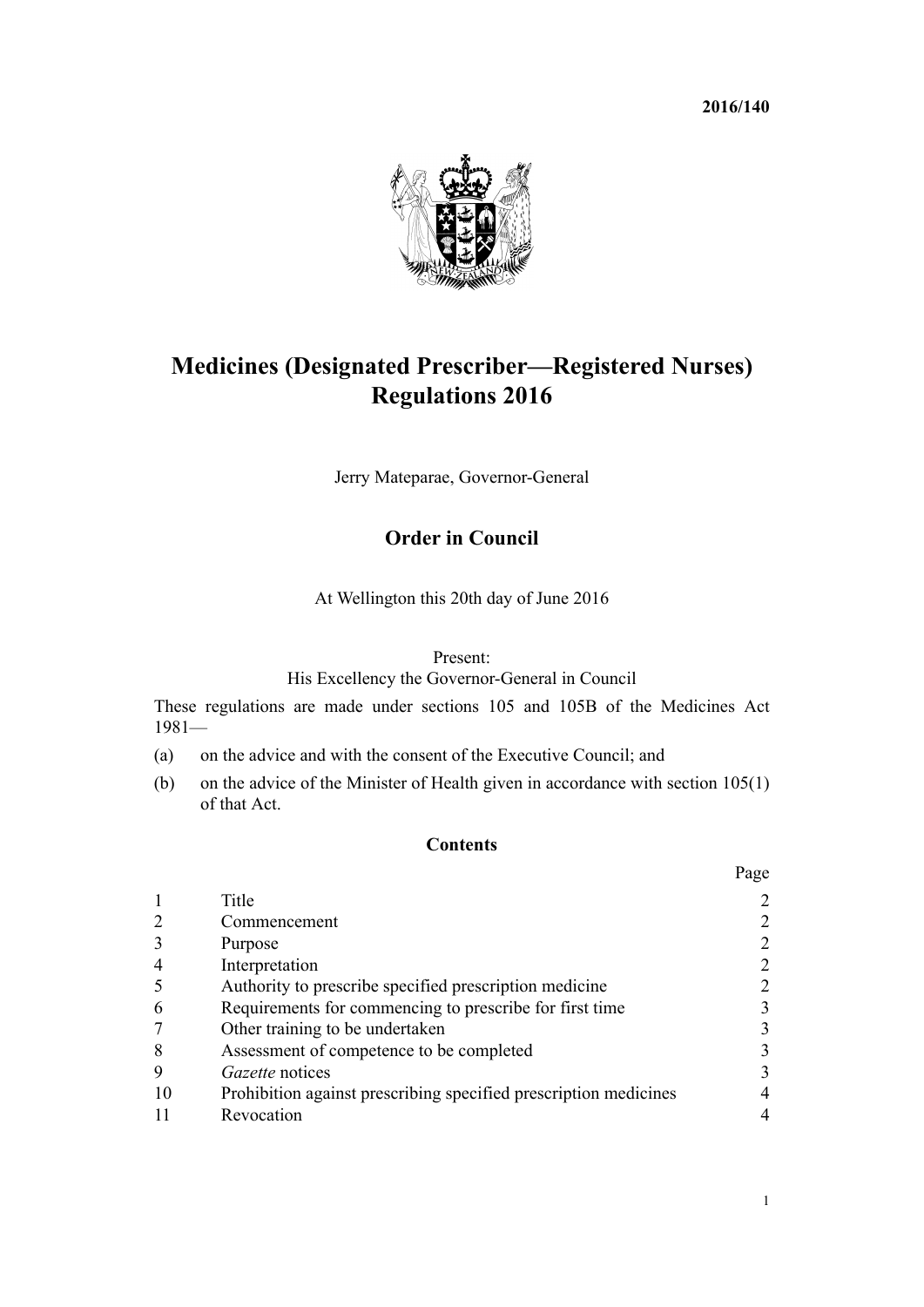**2016/140**

# Medicines (Designated Prescriber—Registered Nurses) Regulations 2016

Jerry Mateparae, Governor-General

## Order in Council

At Wellington this 20th day of June 2016

Present:
His Excellency the Governor-General in Council

These regulations are made under sections 105 and 105B of the Medicines Act 1981—

(a) on the advice and with the consent of the Executive Council; and

(b) on the advice of the Minister of Health given in accordance with section 105(1) of that Act.

### Contents

| | | Page |
|---|---|---|
| 1 | Title | 2 |
| 2 | Commencement | 2 |
| 3 | Purpose | 2 |
| 4 | Interpretation | 2 |
| 5 | Authority to prescribe specified prescription medicine | 2 |
| 6 | Requirements for commencing to prescribe for first time | 3 |
| 7 | Other training to be undertaken | 3 |
| 8 | Assessment of competence to be completed | 3 |
| 9 | *Gazette* notices | 3 |
| 10 | Prohibition against prescribing specified prescription medicines | 4 |
| 11 | Revocation | 4 |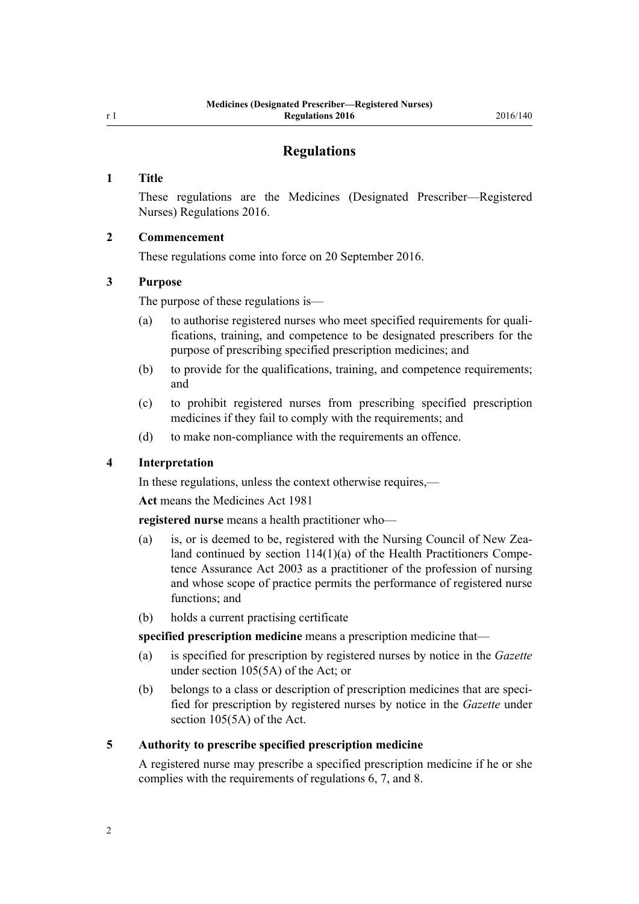# Regulations

## 1 Title

These regulations are the Medicines (Designated Prescriber—Registered Nurses) Regulations 2016.

## 2 Commencement

These regulations come into force on 20 September 2016.

## 3 Purpose

The purpose of these regulations is—

- (a) to authorise registered nurses who meet specified requirements for qualifications, training, and competence to be designated prescribers for the purpose of prescribing specified prescription medicines; and
- (b) to provide for the qualifications, training, and competence requirements; and
- (c) to prohibit registered nurses from prescribing specified prescription medicines if they fail to comply with the requirements; and
- (d) to make non-compliance with the requirements an offence.

## 4 Interpretation

In these regulations, unless the context otherwise requires,—

**Act** means the Medicines Act 1981

**registered nurse** means a health practitioner who—

- (a) is, or is deemed to be, registered with the Nursing Council of New Zealand continued by section 114(1)(a) of the Health Practitioners Competence Assurance Act 2003 as a practitioner of the profession of nursing and whose scope of practice permits the performance of registered nurse functions; and
- (b) holds a current practising certificate

**specified prescription medicine** means a prescription medicine that—

- (a) is specified for prescription by registered nurses by notice in the *Gazette* under section 105(5A) of the Act; or
- (b) belongs to a class or description of prescription medicines that are specified for prescription by registered nurses by notice in the *Gazette* under section 105(5A) of the Act.

## 5 Authority to prescribe specified prescription medicine

A registered nurse may prescribe a specified prescription medicine if he or she complies with the requirements of regulations 6, 7, and 8.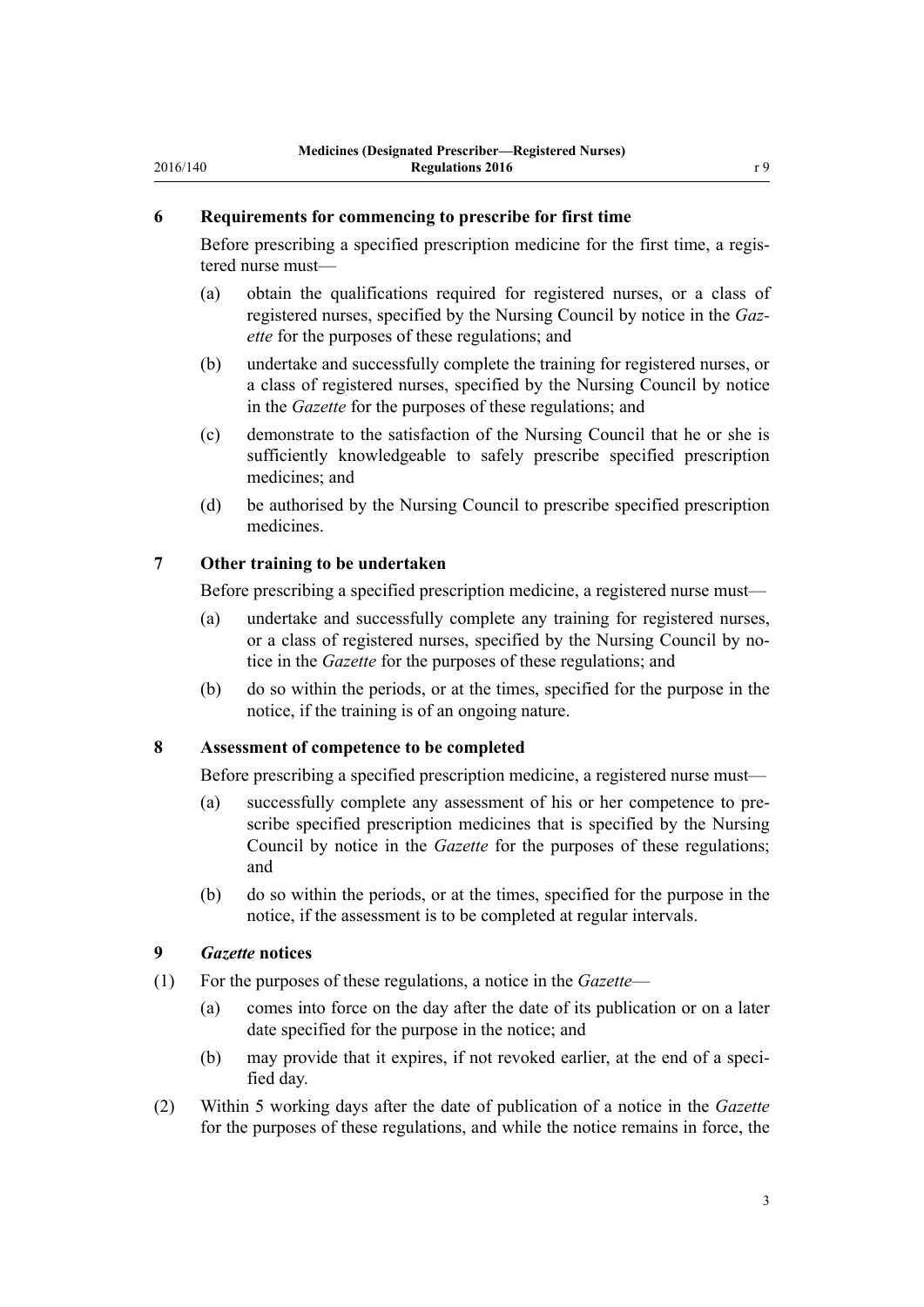### 6 Requirements for commencing to prescribe for first time

Before prescribing a specified prescription medicine for the first time, a registered nurse must—

(a) obtain the qualifications required for registered nurses, or a class of registered nurses, specified by the Nursing Council by notice in the *Gazette* for the purposes of these regulations; and

(b) undertake and successfully complete the training for registered nurses, or a class of registered nurses, specified by the Nursing Council by notice in the *Gazette* for the purposes of these regulations; and

(c) demonstrate to the satisfaction of the Nursing Council that he or she is sufficiently knowledgeable to safely prescribe specified prescription medicines; and

(d) be authorised by the Nursing Council to prescribe specified prescription medicines.

### 7 Other training to be undertaken

Before prescribing a specified prescription medicine, a registered nurse must—

(a) undertake and successfully complete any training for registered nurses, or a class of registered nurses, specified by the Nursing Council by notice in the *Gazette* for the purposes of these regulations; and

(b) do so within the periods, or at the times, specified for the purpose in the notice, if the training is of an ongoing nature.

### 8 Assessment of competence to be completed

Before prescribing a specified prescription medicine, a registered nurse must—

(a) successfully complete any assessment of his or her competence to prescribe specified prescription medicines that is specified by the Nursing Council by notice in the *Gazette* for the purposes of these regulations; and

(b) do so within the periods, or at the times, specified for the purpose in the notice, if the assessment is to be completed at regular intervals.

### 9 *Gazette* notices

(1) For the purposes of these regulations, a notice in the *Gazette*—

(a) comes into force on the day after the date of its publication or on a later date specified for the purpose in the notice; and

(b) may provide that it expires, if not revoked earlier, at the end of a specified day.

(2) Within 5 working days after the date of publication of a notice in the *Gazette* for the purposes of these regulations, and while the notice remains in force, the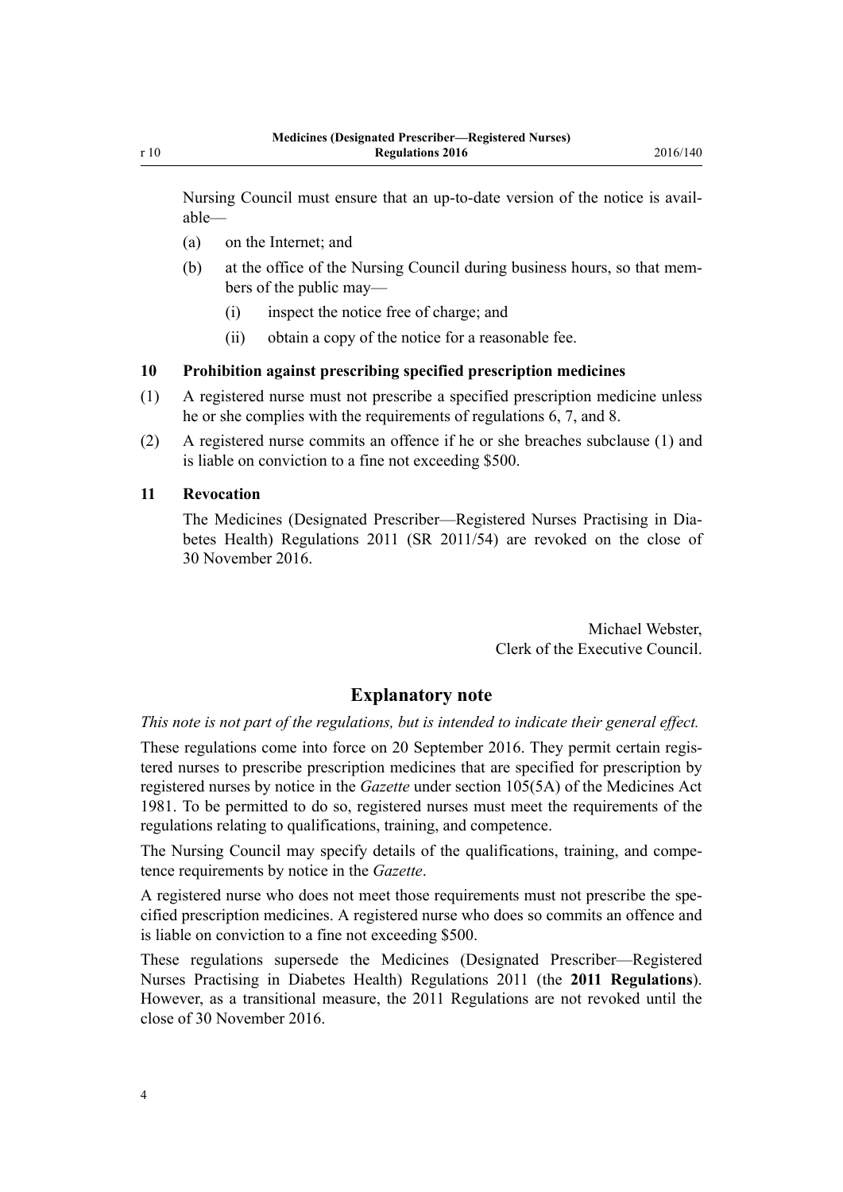Nursing Council must ensure that an up-to-date version of the notice is available—

(a) on the Internet; and

(b) at the office of the Nursing Council during business hours, so that members of the public may—

 (i) inspect the notice free of charge; and

 (ii) obtain a copy of the notice for a reasonable fee.

### 10 Prohibition against prescribing specified prescription medicines

(1) A registered nurse must not prescribe a specified prescription medicine unless he or she complies with the requirements of regulations 6, 7, and 8.

(2) A registered nurse commits an offence if he or she breaches subclause (1) and is liable on conviction to a fine not exceeding $500.

### 11 Revocation

The Medicines (Designated Prescriber—Registered Nurses Practising in Diabetes Health) Regulations 2011 (SR 2011/54) are revoked on the close of 30 November 2016.

Michael Webster,
Clerk of the Executive Council.

## Explanatory note

*This note is not part of the regulations, but is intended to indicate their general effect.*

These regulations come into force on 20 September 2016. They permit certain registered nurses to prescribe prescription medicines that are specified for prescription by registered nurses by notice in the *Gazette* under section 105(5A) of the Medicines Act 1981. To be permitted to do so, registered nurses must meet the requirements of the regulations relating to qualifications, training, and competence.

The Nursing Council may specify details of the qualifications, training, and competence requirements by notice in the *Gazette*.

A registered nurse who does not meet those requirements must not prescribe the specified prescription medicines. A registered nurse who does so commits an offence and is liable on conviction to a fine not exceeding $500.

These regulations supersede the Medicines (Designated Prescriber—Registered Nurses Practising in Diabetes Health) Regulations 2011 (the **2011 Regulations**). However, as a transitional measure, the 2011 Regulations are not revoked until the close of 30 November 2016.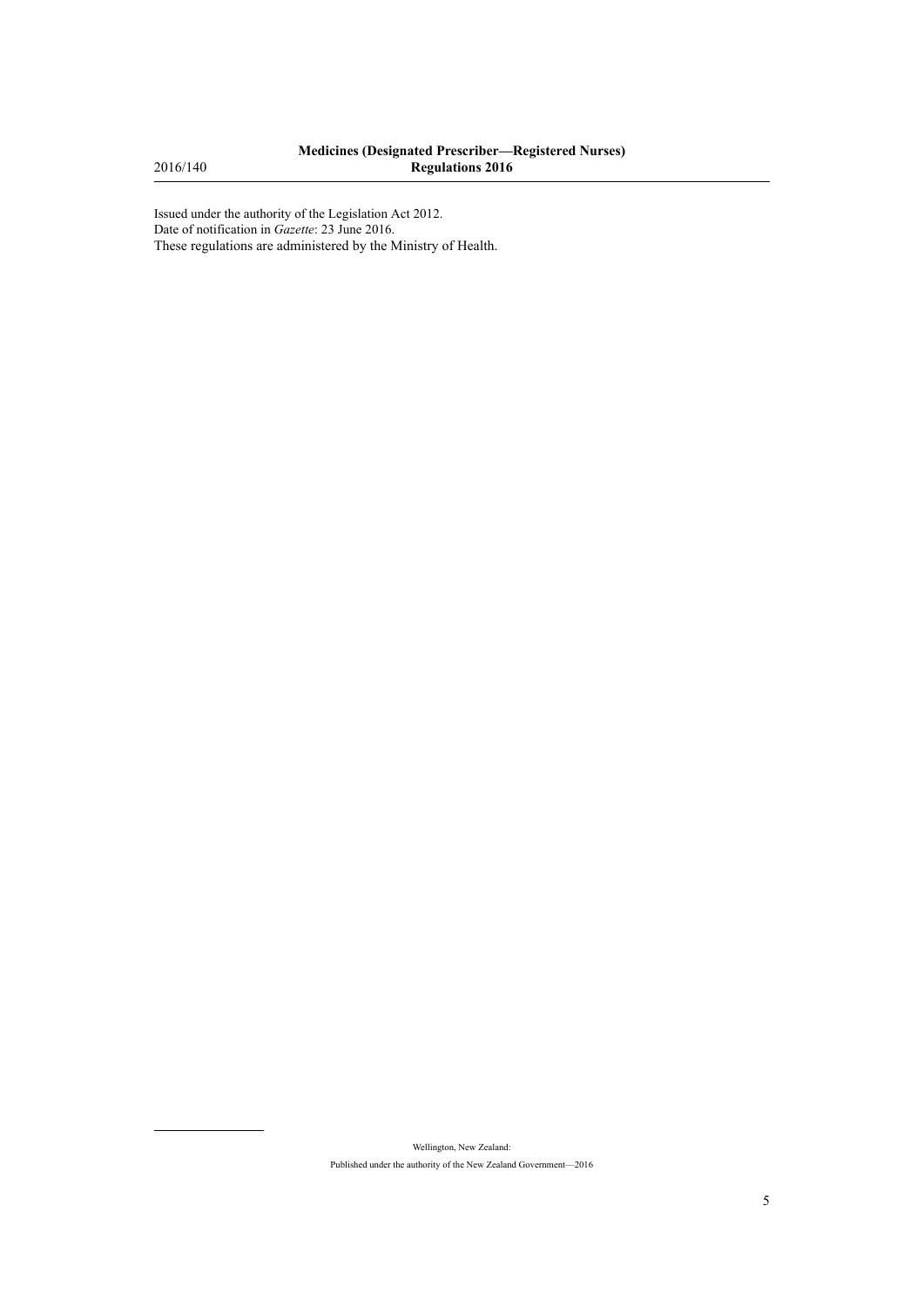Issued under the authority of the Legislation Act 2012.
Date of notification in *Gazette*: 23 June 2016.
These regulations are administered by the Ministry of Health.

Wellington, New Zealand:
Published under the authority of the New Zealand Government—2016